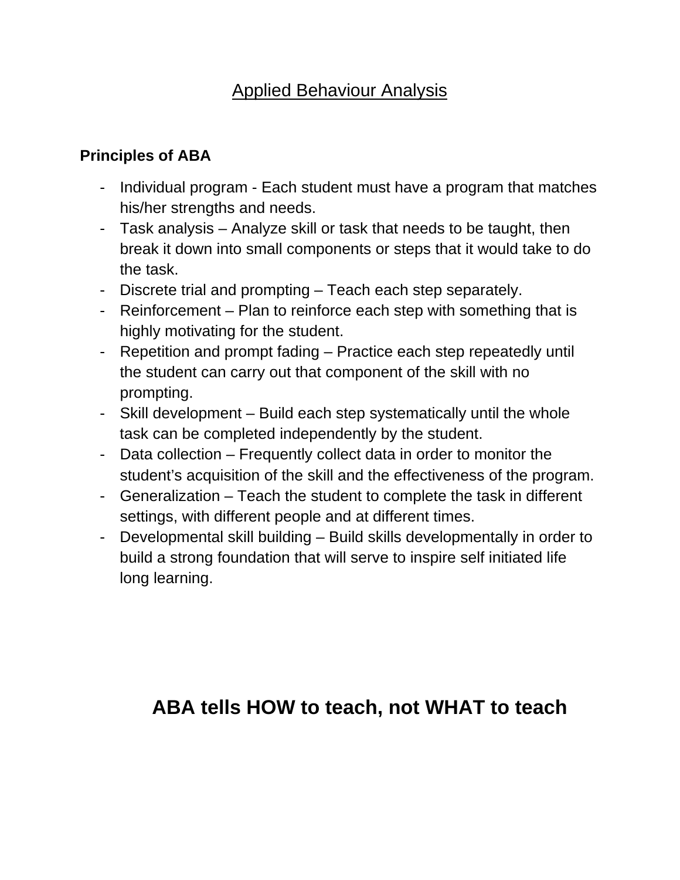# Applied Behaviour Analysis

**Principles of ABA**

- Individual program - Each student must have a program that matches his/her strengths and needs.
- Task analysis – Analyze skill or task that needs to be taught, then break it down into small components or steps that it would take to do the task.
- Discrete trial and prompting – Teach each step separately.
- Reinforcement – Plan to reinforce each step with something that is highly motivating for the student.
- Repetition and prompt fading – Practice each step repeatedly until the student can carry out that component of the skill with no prompting.
- Skill development – Build each step systematically until the whole task can be completed independently by the student.
- Data collection – Frequently collect data in order to monitor the student's acquisition of the skill and the effectiveness of the program.
- Generalization – Teach the student to complete the task in different settings, with different people and at different times.
- Developmental skill building – Build skills developmentally in order to build a strong foundation that will serve to inspire self initiated life long learning.

## ABA tells HOW to teach, not WHAT to teach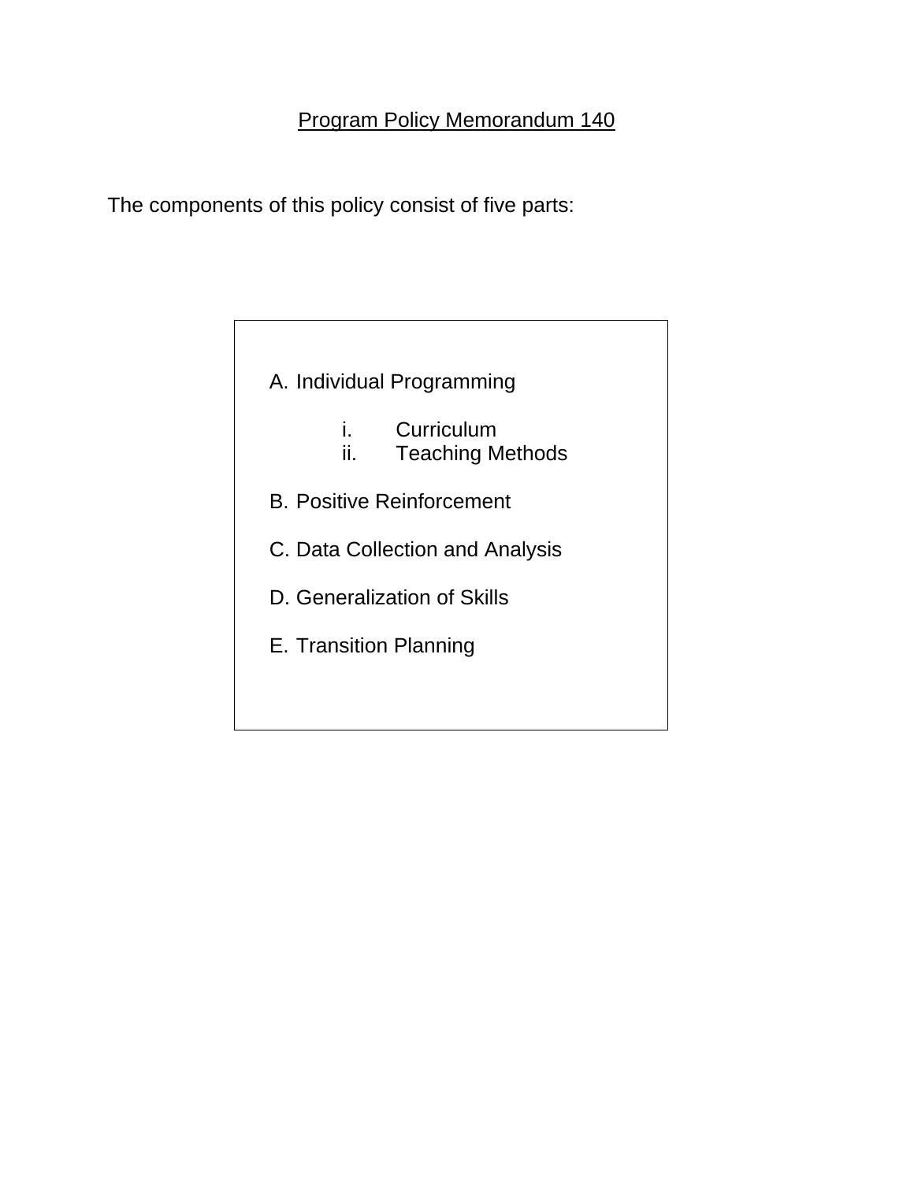# Program Policy Memorandum 140

The components of this policy consist of five parts:

A. Individual Programming

   i. Curriculum
   ii. Teaching Methods

B. Positive Reinforcement

C. Data Collection and Analysis

D. Generalization of Skills

E. Transition Planning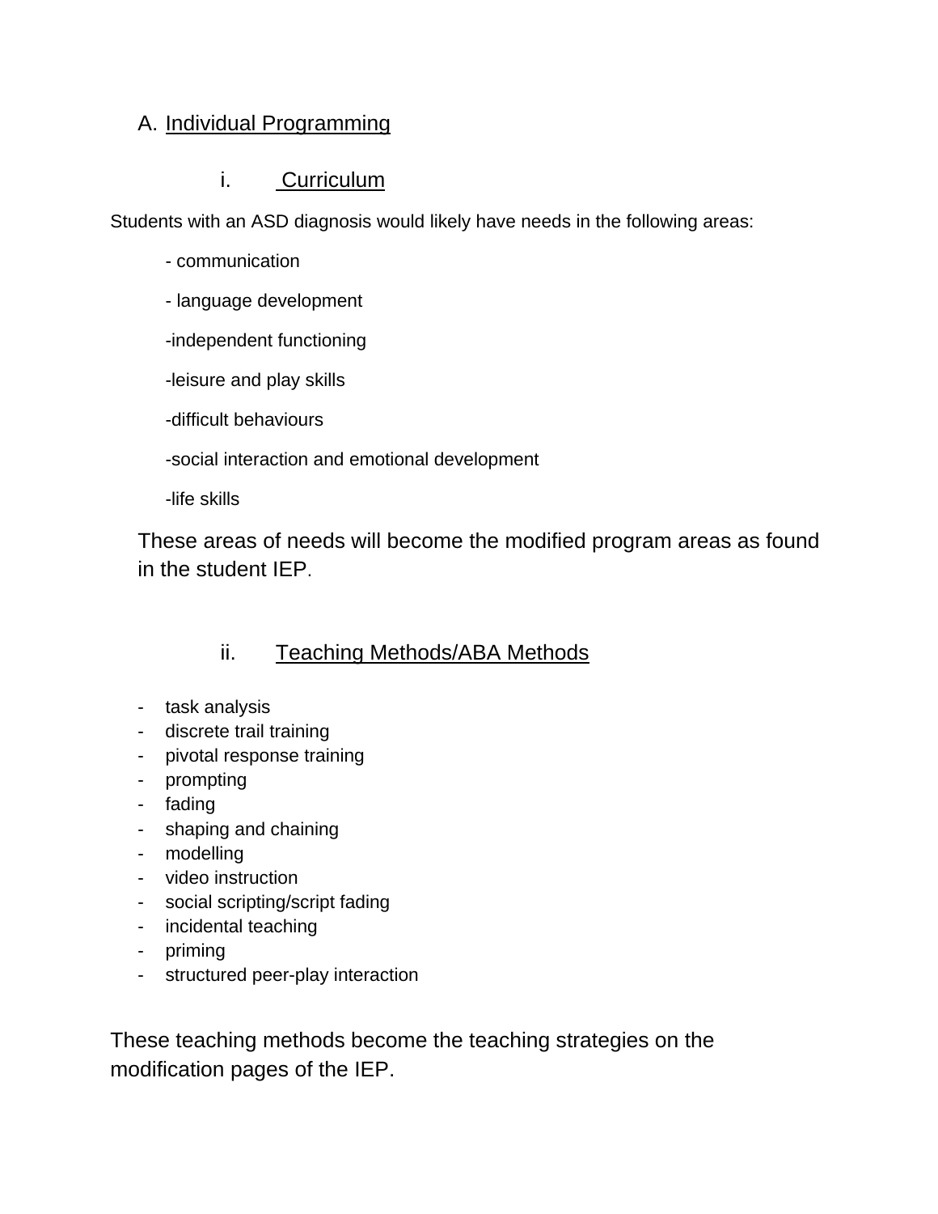## A. Individual Programming

### i. Curriculum

Students with an ASD diagnosis would likely have needs in the following areas:

- communication
- language development
- independent functioning
- leisure and play skills
- difficult behaviours
- social interaction and emotional development
- life skills

These areas of needs will become the modified program areas as found in the student IEP.

### ii. Teaching Methods/ABA Methods

- task analysis
- discrete trail training
- pivotal response training
- prompting
- fading
- shaping and chaining
- modelling
- video instruction
- social scripting/script fading
- incidental teaching
- priming
- structured peer-play interaction

These teaching methods become the teaching strategies on the modification pages of the IEP.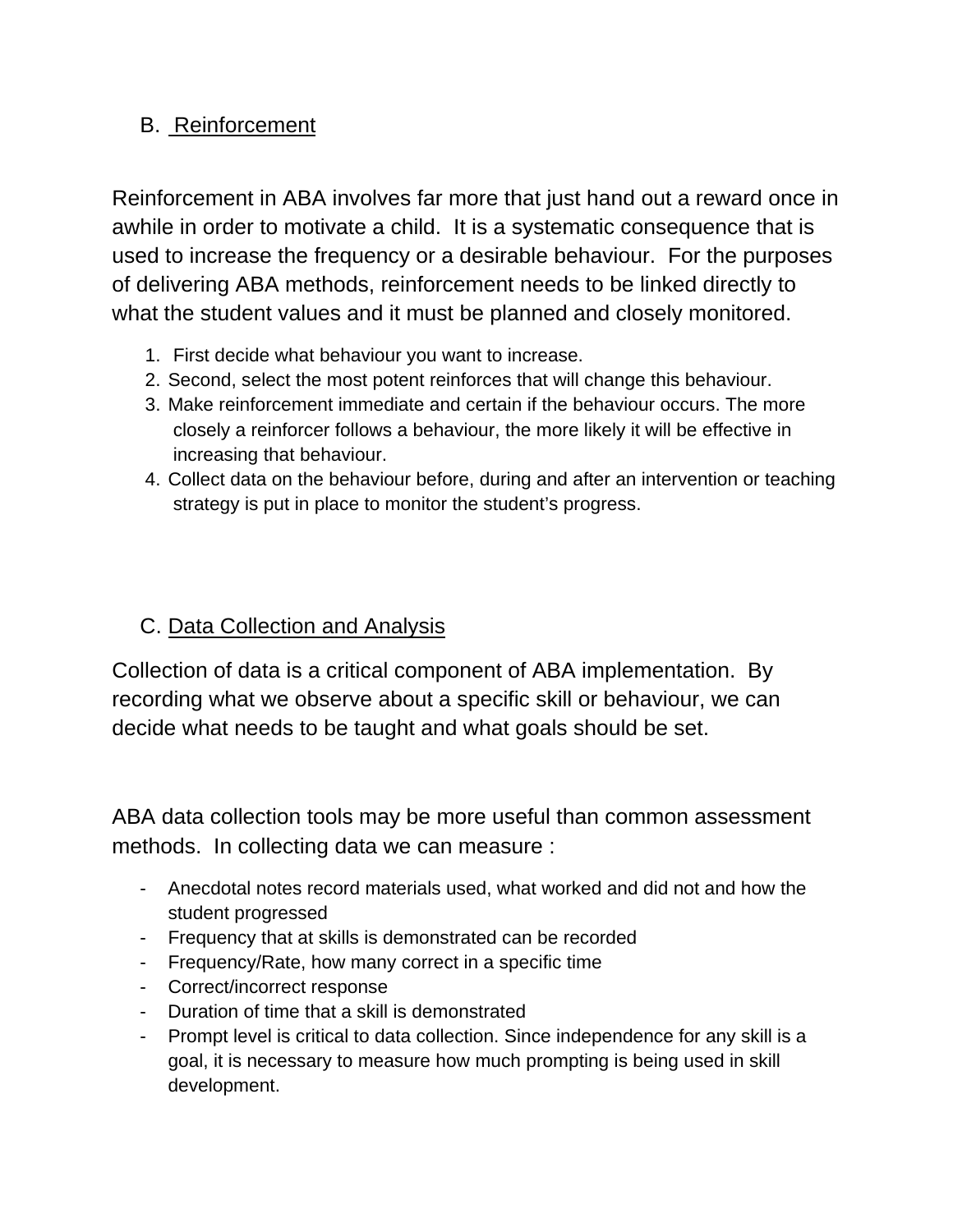## B. Reinforcement

Reinforcement in ABA involves far more that just hand out a reward once in awhile in order to motivate a child. It is a systematic consequence that is used to increase the frequency or a desirable behaviour. For the purposes of delivering ABA methods, reinforcement needs to be linked directly to what the student values and it must be planned and closely monitored.

1. First decide what behaviour you want to increase.
2. Second, select the most potent reinforces that will change this behaviour.
3. Make reinforcement immediate and certain if the behaviour occurs. The more closely a reinforcer follows a behaviour, the more likely it will be effective in increasing that behaviour.
4. Collect data on the behaviour before, during and after an intervention or teaching strategy is put in place to monitor the student's progress.

## C. Data Collection and Analysis

Collection of data is a critical component of ABA implementation. By recording what we observe about a specific skill or behaviour, we can decide what needs to be taught and what goals should be set.

ABA data collection tools may be more useful than common assessment methods. In collecting data we can measure :

- Anecdotal notes record materials used, what worked and did not and how the student progressed
- Frequency that at skills is demonstrated can be recorded
- Frequency/Rate, how many correct in a specific time
- Correct/incorrect response
- Duration of time that a skill is demonstrated
- Prompt level is critical to data collection. Since independence for any skill is a goal, it is necessary to measure how much prompting is being used in skill development.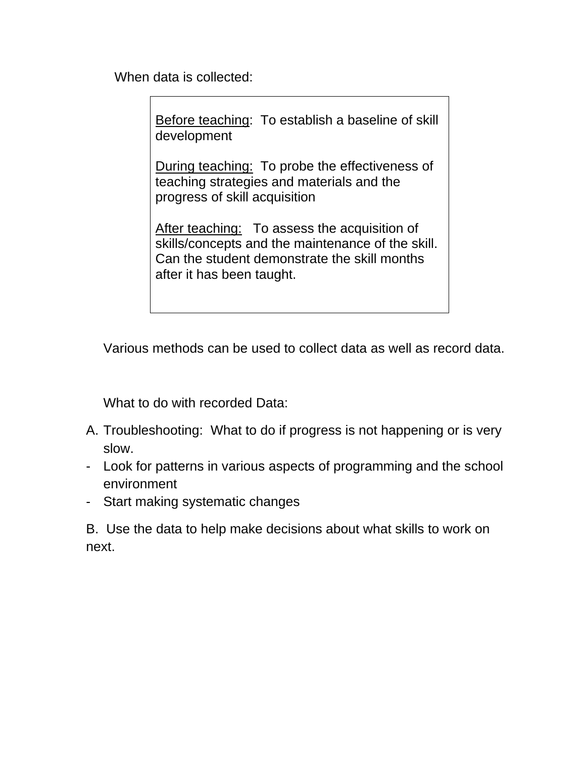When data is collected:

> <u>Before teaching</u>: To establish a baseline of skill development
>
> <u>During teaching:</u> To probe the effectiveness of teaching strategies and materials and the progress of skill acquisition
>
> <u>After teaching:</u> To assess the acquisition of skills/concepts and the maintenance of the skill. Can the student demonstrate the skill months after it has been taught.

Various methods can be used to collect data as well as record data.

What to do with recorded Data:

A. Troubleshooting: What to do if progress is not happening or is very slow.

- Look for patterns in various aspects of programming and the school environment
- Start making systematic changes

B. Use the data to help make decisions about what skills to work on next.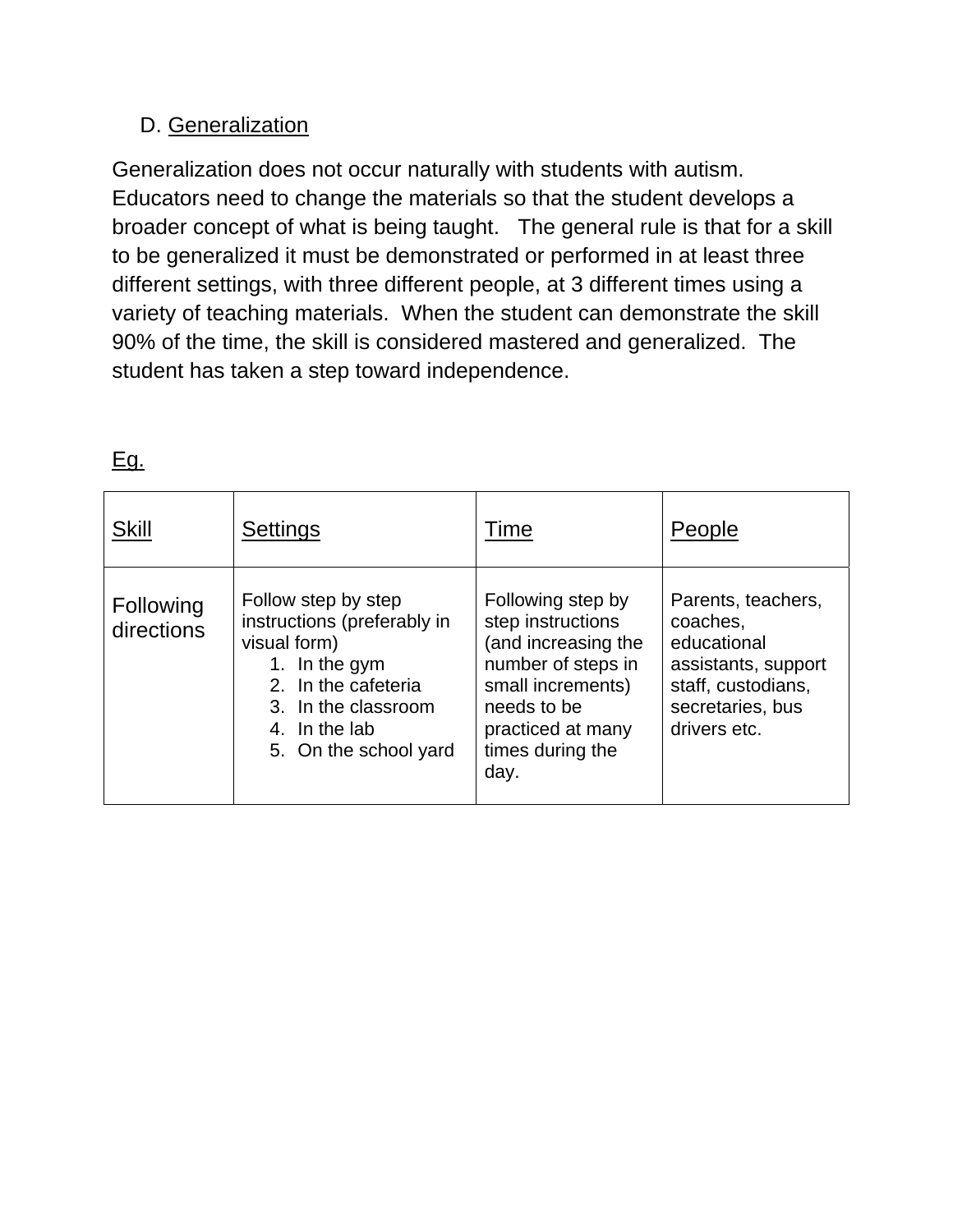### D. Generalization

Generalization does not occur naturally with students with autism. Educators need to change the materials so that the student develops a broader concept of what is being taught.   The general rule is that for a skill to be generalized it must be demonstrated or performed in at least three different settings, with three different people, at 3 different times using a variety of teaching materials.  When the student can demonstrate the skill 90% of the time, the skill is considered mastered and generalized.  The student has taken a step toward independence.

Eg.

| Skill | Settings | Time | People |
| --- | --- | --- | --- |
| Following directions | Follow step by step instructions (preferably in visual form)<br>1. In the gym<br>2. In the cafeteria<br>3. In the classroom<br>4. In the lab<br>5. On the school yard | Following step by step instructions (and increasing the number of steps in small increments) needs to be practiced at many times during the day. | Parents, teachers, coaches, educational assistants, support staff, custodians, secretaries, bus drivers etc. |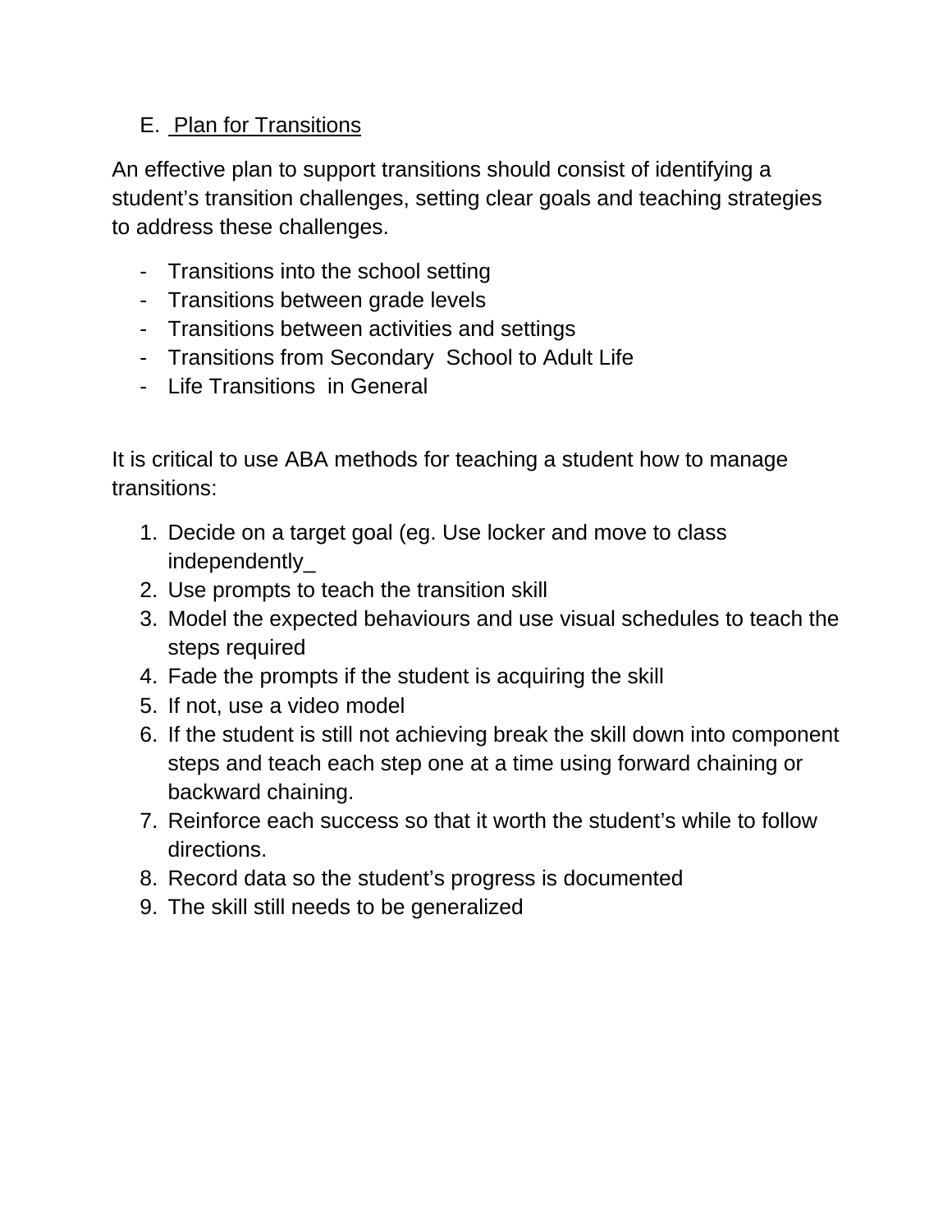## E. Plan for Transitions

An effective plan to support transitions should consist of identifying a student's transition challenges, setting clear goals and teaching strategies to address these challenges.

- Transitions into the school setting
- Transitions between grade levels
- Transitions between activities and settings
- Transitions from Secondary School to Adult Life
- Life Transitions in General

It is critical to use ABA methods for teaching a student how to manage transitions:

1. Decide on a target goal (eg. Use locker and move to class independently_
2. Use prompts to teach the transition skill
3. Model the expected behaviours and use visual schedules to teach the steps required
4. Fade the prompts if the student is acquiring the skill
5. If not, use a video model
6. If the student is still not achieving break the skill down into component steps and teach each step one at a time using forward chaining or backward chaining.
7. Reinforce each success so that it worth the student's while to follow directions.
8. Record data so the student's progress is documented
9. The skill still needs to be generalized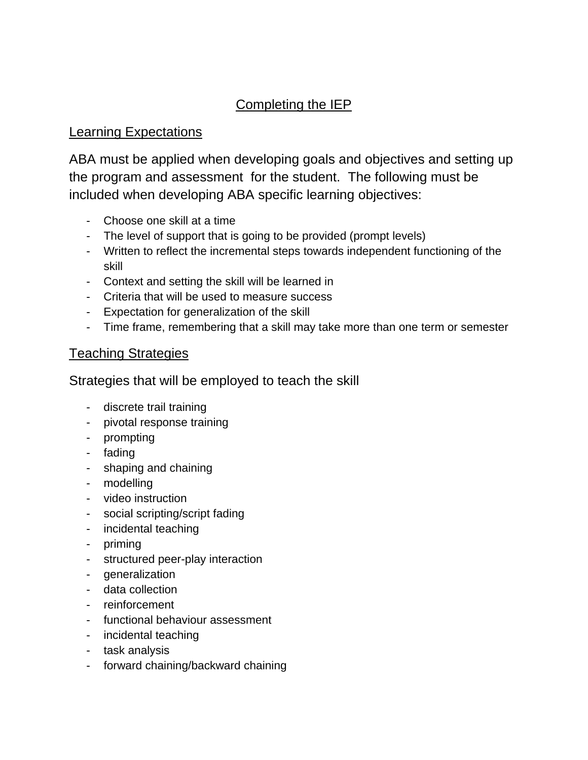## Completing the IEP

### Learning Expectations

ABA must be applied when developing goals and objectives and setting up the program and assessment for the student. The following must be included when developing ABA specific learning objectives:

- Choose one skill at a time
- The level of support that is going to be provided (prompt levels)
- Written to reflect the incremental steps towards independent functioning of the skill
- Context and setting the skill will be learned in
- Criteria that will be used to measure success
- Expectation for generalization of the skill
- Time frame, remembering that a skill may take more than one term or semester

### Teaching Strategies

Strategies that will be employed to teach the skill

- discrete trail training
- pivotal response training
- prompting
- fading
- shaping and chaining
- modelling
- video instruction
- social scripting/script fading
- incidental teaching
- priming
- structured peer-play interaction
- generalization
- data collection
- reinforcement
- functional behaviour assessment
- incidental teaching
- task analysis
- forward chaining/backward chaining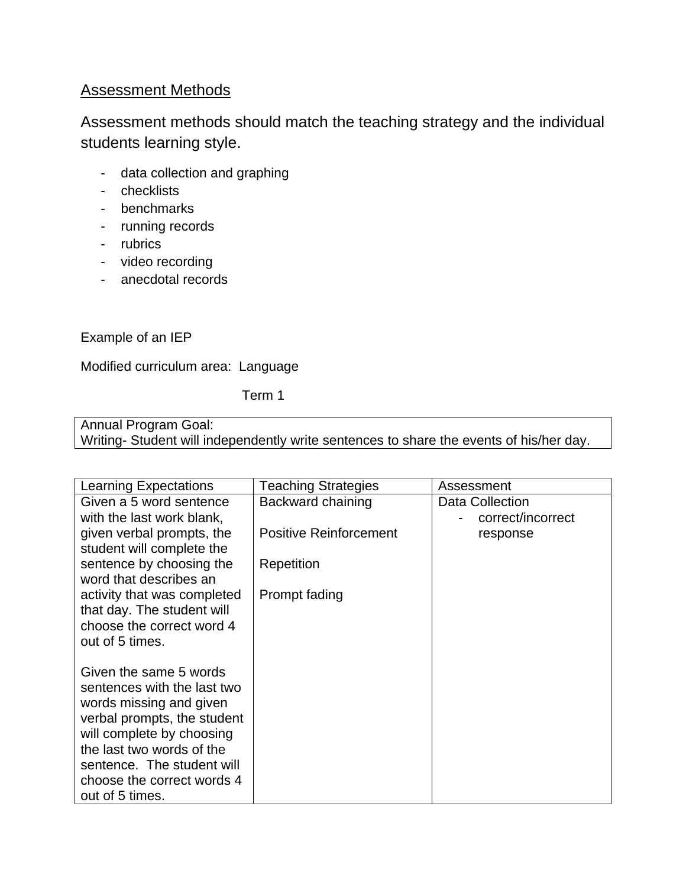## Assessment Methods

Assessment methods should match the teaching strategy and the individual students learning style.

- data collection and graphing
- checklists
- benchmarks
- running records
- rubrics
- video recording
- anecdotal records

Example of an IEP

Modified curriculum area: Language

Term 1

| Annual Program Goal: |
|---|
| Writing- Student will independently write sentences to share the events of his/her day. |

| Learning Expectations | Teaching Strategies | Assessment |
|---|---|---|
| Given a 5 word sentence with the last work blank, given verbal prompts, the student will complete the sentence by choosing the word that describes an activity that was completed that day. The student will choose the correct word 4 out of 5 times.<br><br>Given the same 5 words sentences with the last two words missing and given verbal prompts, the student will complete by choosing the last two words of the sentence. The student will choose the correct words 4 out of 5 times. | Backward chaining<br><br>Positive Reinforcement<br><br>Repetition<br><br>Prompt fading | Data Collection<br>- correct/incorrect response |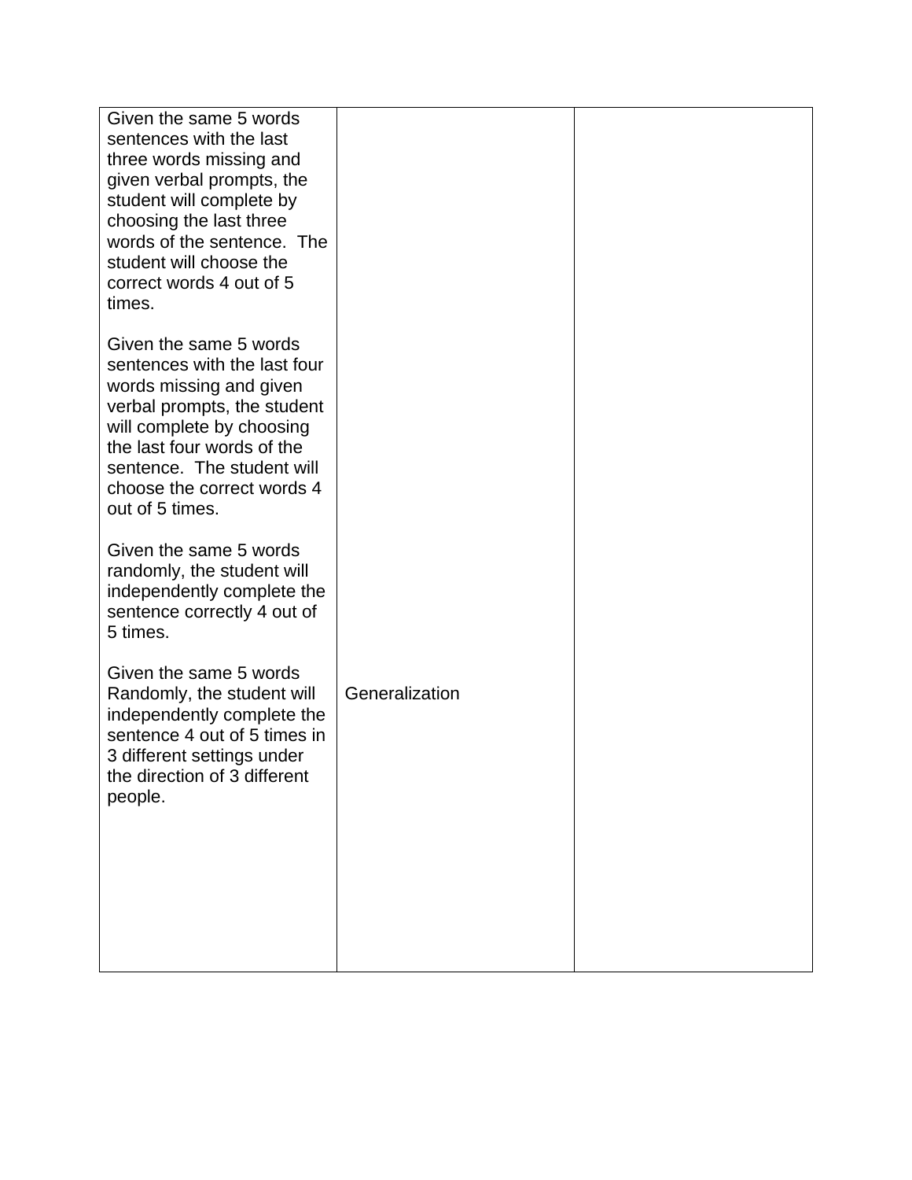| | | |
|---|---|---|
| Given the same 5 words sentences with the last three words missing and given verbal prompts, the student will complete by choosing the last three words of the sentence. The student will choose the correct words 4 out of 5 times.<br><br>Given the same 5 words sentences with the last four words missing and given verbal prompts, the student will complete by choosing the last four words of the sentence. The student will choose the correct words 4 out of 5 times.<br><br>Given the same 5 words randomly, the student will independently complete the sentence correctly 4 out of 5 times.<br><br>Given the same 5 words Randomly, the student will independently complete the sentence 4 out of 5 times in 3 different settings under the direction of 3 different people. | Generalization | |